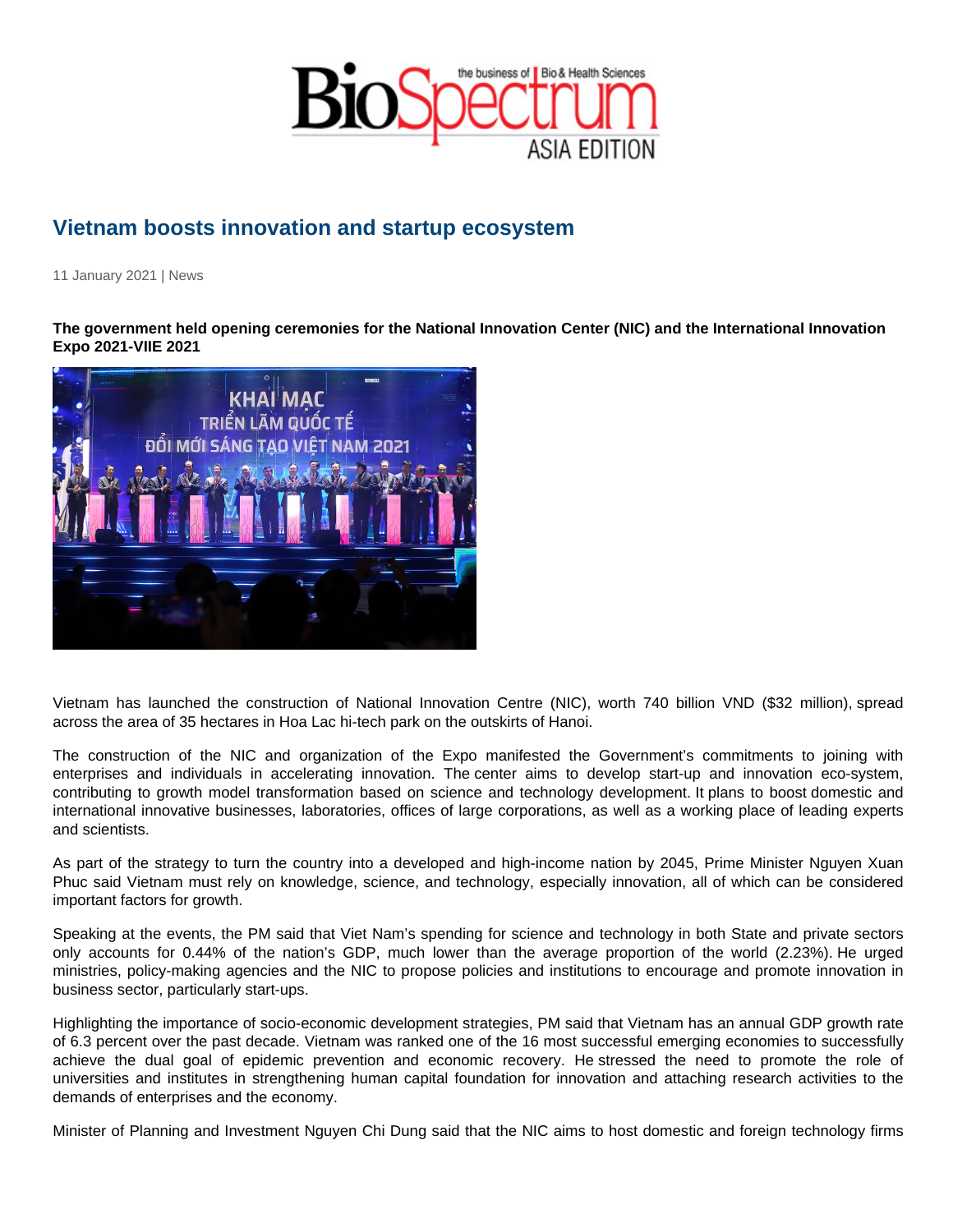# Vietnam boosts innovation and startup ecosystem

11 January 2021 | News

**The government held opening ceremonies for the National Innovation Center (NIC) and the International Innovation Expo 2021-VIIE 2021**

Vietnam has launched the construction of National Innovation Centre (NIC), worth 740 billion VND ($32 million), spread across the area of 35 hectares in Hoa Lac hi-tech park on the outskirts of Hanoi.

The construction of the NIC and organization of the Expo manifested the Government's commitments to joining with enterprises and individuals in accelerating innovation. The center aims to develop start-up and innovation eco-system, contributing to growth model transformation based on science and technology development. It plans to boost domestic and international innovative businesses, laboratories, offices of large corporations, as well as a working place of leading experts and scientists.

As part of the strategy to turn the country into a developed and high-income nation by 2045, Prime Minister Nguyen Xuan Phuc said Vietnam must rely on knowledge, science, and technology, especially innovation, all of which can be considered important factors for growth.

Speaking at the events, the PM said that Viet Nam's spending for science and technology in both State and private sectors only accounts for 0.44% of the nation's GDP, much lower than the average proportion of the world (2.23%). He urged ministries, policy-making agencies and the NIC to propose policies and institutions to encourage and promote innovation in business sector, particularly start-ups.

Highlighting the importance of socio-economic development strategies, PM said that Vietnam has an annual GDP growth rate of 6.3 percent over the past decade. Vietnam was ranked one of the 16 most successful emerging economies to successfully achieve the dual goal of epidemic prevention and economic recovery. He stressed the need to promote the role of universities and institutes in strengthening human capital foundation for innovation and attaching research activities to the demands of enterprises and the economy.

Minister of Planning and Investment Nguyen Chi Dung said that the NIC aims to host domestic and foreign technology firms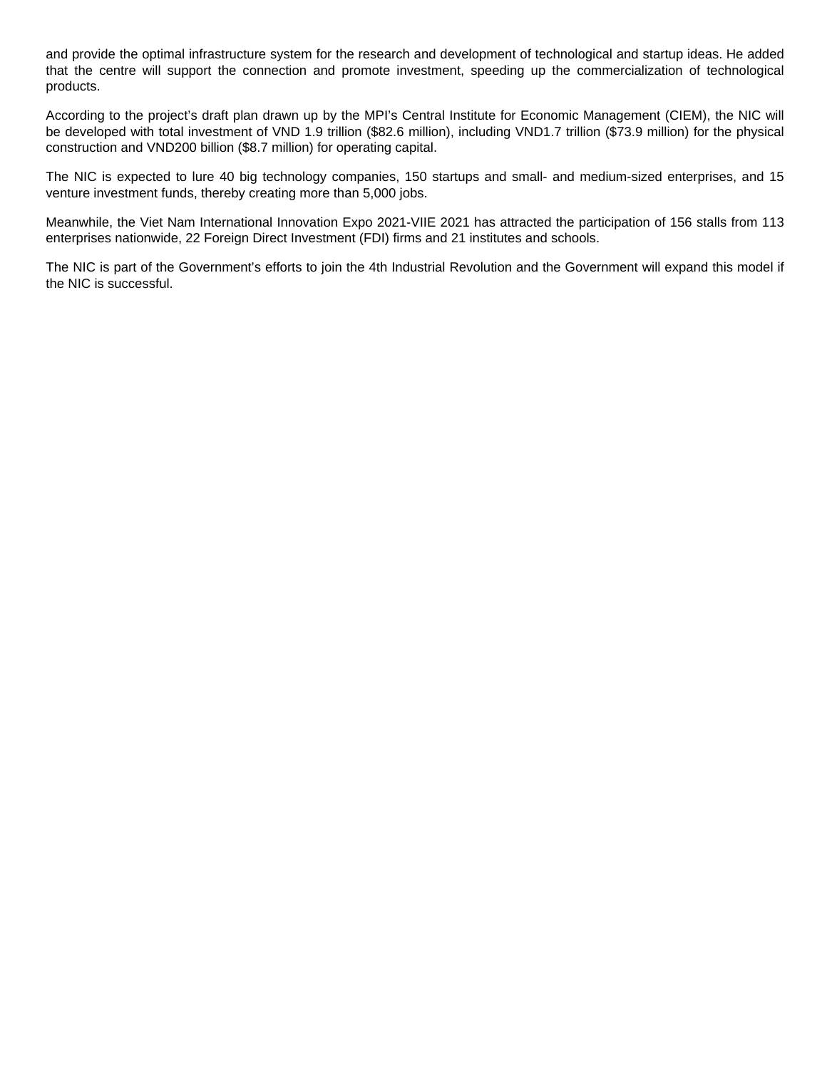and provide the optimal infrastructure system for the research and development of technological and startup ideas. He added that the centre will support the connection and promote investment, speeding up the commercialization of technological products.

According to the project's draft plan drawn up by the MPI's Central Institute for Economic Management (CIEM), the NIC will be developed with total investment of VND 1.9 trillion ($82.6 million), including VND1.7 trillion ($73.9 million) for the physical construction and VND200 billion ($8.7 million) for operating capital.

The NIC is expected to lure 40 big technology companies, 150 startups and small- and medium-sized enterprises, and 15 venture investment funds, thereby creating more than 5,000 jobs.

Meanwhile, the Viet Nam International Innovation Expo 2021-VIIE 2021 has attracted the participation of 156 stalls from 113 enterprises nationwide, 22 Foreign Direct Investment (FDI) firms and 21 institutes and schools.

The NIC is part of the Government's efforts to join the 4th Industrial Revolution and the Government will expand this model if the NIC is successful.